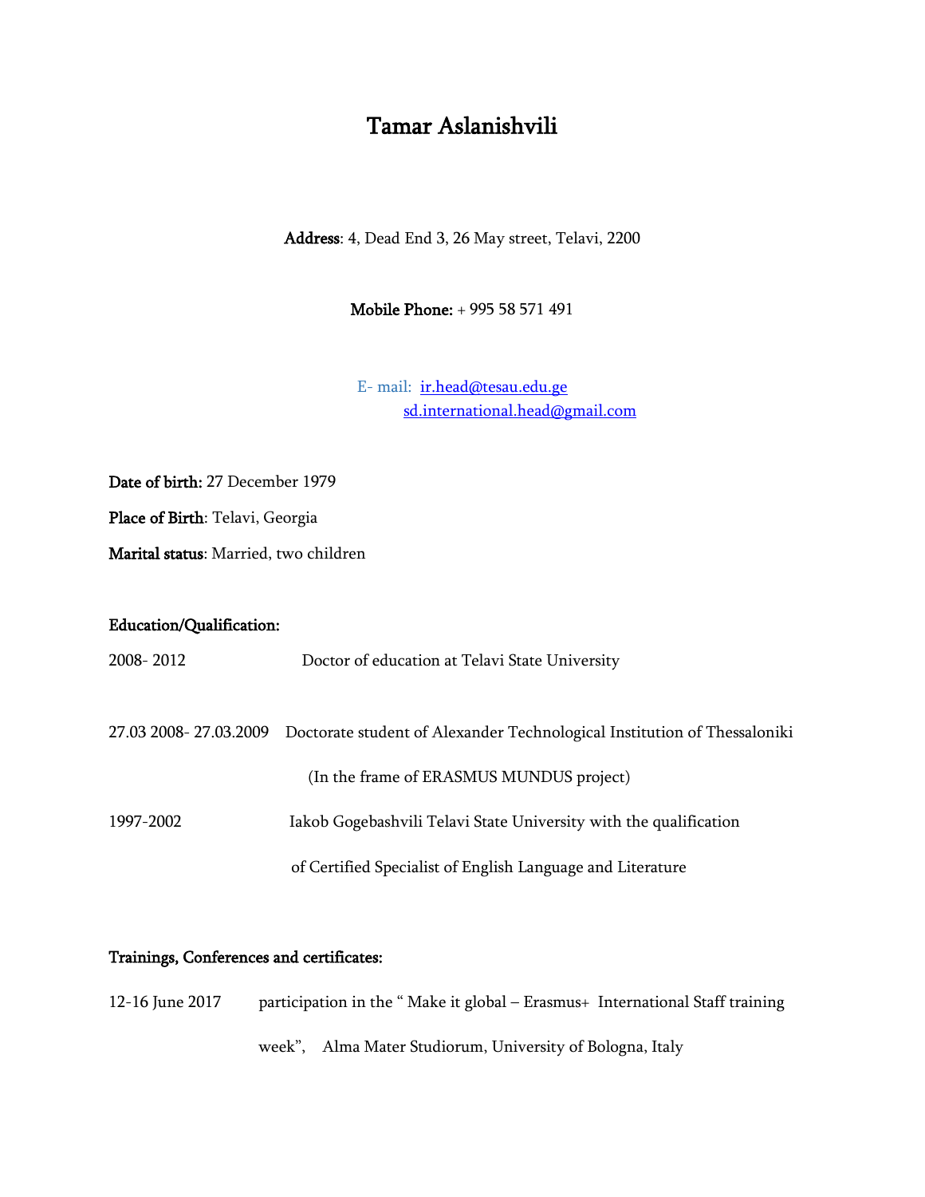# Tamar Aslanishvili

**Address**: 4, Dead End 3, 26 May street, Telavi, 2200

**Mobile Phone:** + 995 58 571 491

E- mail: ir.head@tesau.edu.ge
sd.international.head@gmail.com

**Date of birth:** 27 December 1979

**Place of Birth**: Telavi, Georgia

**Marital status**: Married, two children

**Education/Qualification:**

2008- 2012 Doctor of education at Telavi State University

27.03 2008- 27.03.2009 Doctorate student of Alexander Technological Institution of Thessaloniki (In the frame of ERASMUS MUNDUS project)

1997-2002 Iakob Gogebashvili Telavi State University with the qualification of Certified Specialist of English Language and Literature

**Trainings, Conferences and certificates:**

12-16 June 2017 participation in the " Make it global – Erasmus+ International Staff training week", Alma Mater Studiorum, University of Bologna, Italy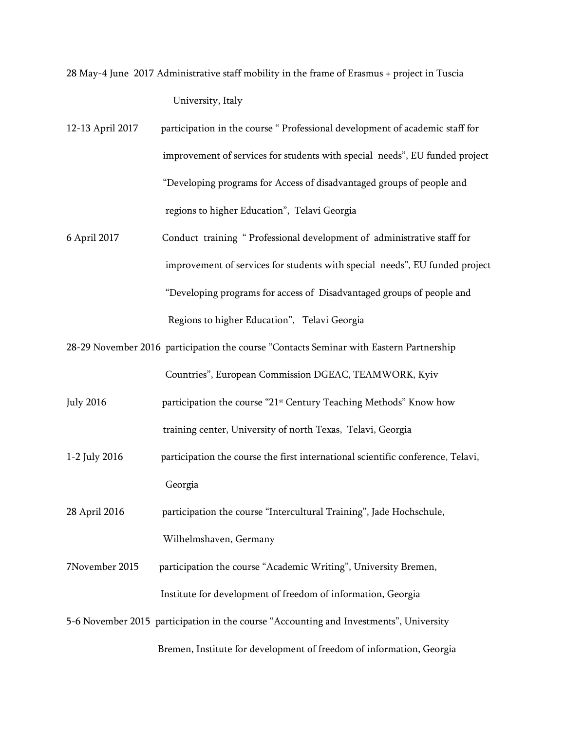28 May-4 June 2017 Administrative staff mobility in the frame of Erasmus + project in Tuscia University, Italy

12-13 April 2017 participation in the course " Professional development of academic staff for improvement of services for students with special needs", EU funded project "Developing programs for Access of disadvantaged groups of people and regions to higher Education", Telavi Georgia

6 April 2017 Conduct training " Professional development of administrative staff for improvement of services for students with special needs", EU funded project "Developing programs for access of Disadvantaged groups of people and Regions to higher Education", Telavi Georgia

28-29 November 2016 participation the course "Contacts Seminar with Eastern Partnership Countries", European Commission DGEAC, TEAMWORK, Kyiv

July 2016 participation the course "21st Century Teaching Methods" Know how training center, University of north Texas, Telavi, Georgia

1-2 July 2016 participation the course the first international scientific conference, Telavi, Georgia

28 April 2016 participation the course "Intercultural Training", Jade Hochschule, Wilhelmshaven, Germany

7November 2015 participation the course "Academic Writing", University Bremen, Institute for development of freedom of information, Georgia

5-6 November 2015 participation in the course "Accounting and Investments", University Bremen, Institute for development of freedom of information, Georgia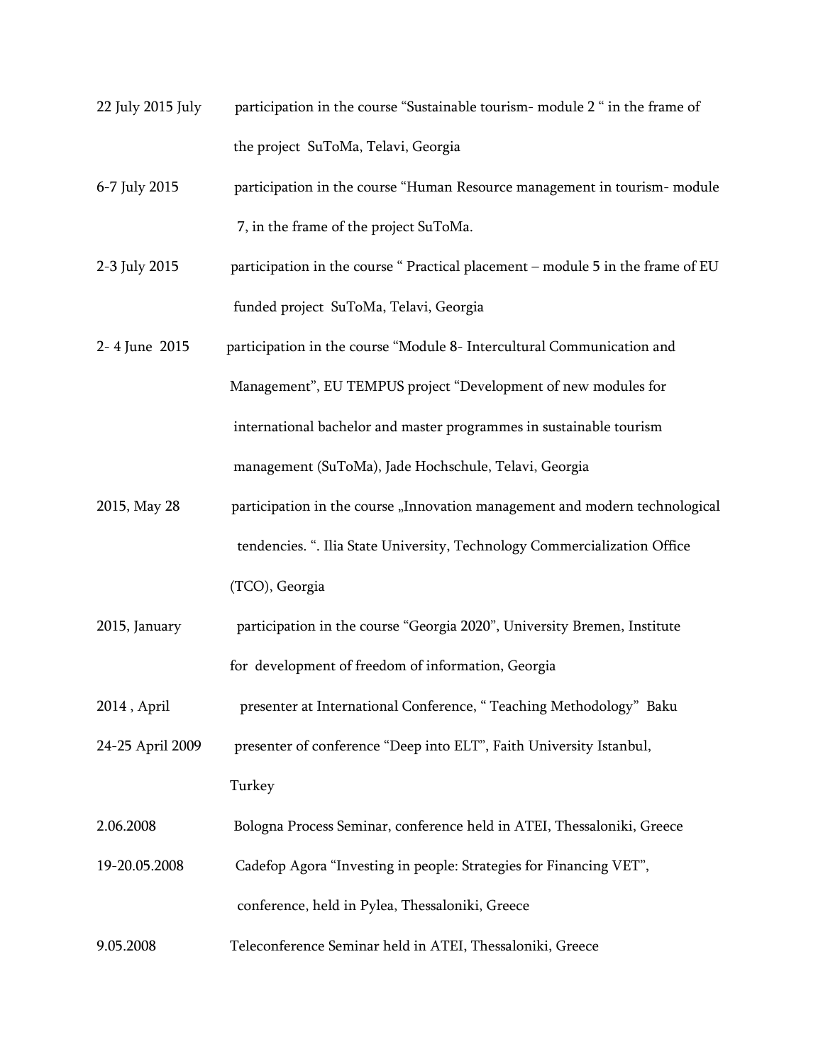22 July 2015 July participation in the course “Sustainable tourism- module 2 “ in the frame of the project SuToMa, Telavi, Georgia

6-7 July 2015 participation in the course “Human Resource management in tourism- module 7, in the frame of the project SuToMa.

2-3 July 2015 participation in the course “ Practical placement – module 5 in the frame of EU funded project SuToMa, Telavi, Georgia

2- 4 June 2015 participation in the course “Module 8- Intercultural Communication and Management”, EU TEMPUS project “Development of new modules for international bachelor and master programmes in sustainable tourism management (SuToMa), Jade Hochschule, Telavi, Georgia

2015, May 28 participation in the course „Innovation management and modern technological tendencies. “. Ilia State University, Technology Commercialization Office (TCO), Georgia

2015, January participation in the course “Georgia 2020”, University Bremen, Institute for development of freedom of information, Georgia

2014 , April presenter at International Conference, “ Teaching Methodology” Baku

24-25 April 2009 presenter of conference “Deep into ELT”, Faith University Istanbul, Turkey

2.06.2008 Bologna Process Seminar, conference held in ATEI, Thessaloniki, Greece

19-20.05.2008 Cadefop Agora “Investing in people: Strategies for Financing VET”, conference, held in Pylea, Thessaloniki, Greece

9.05.2008 Teleconference Seminar held in ATEI, Thessaloniki, Greece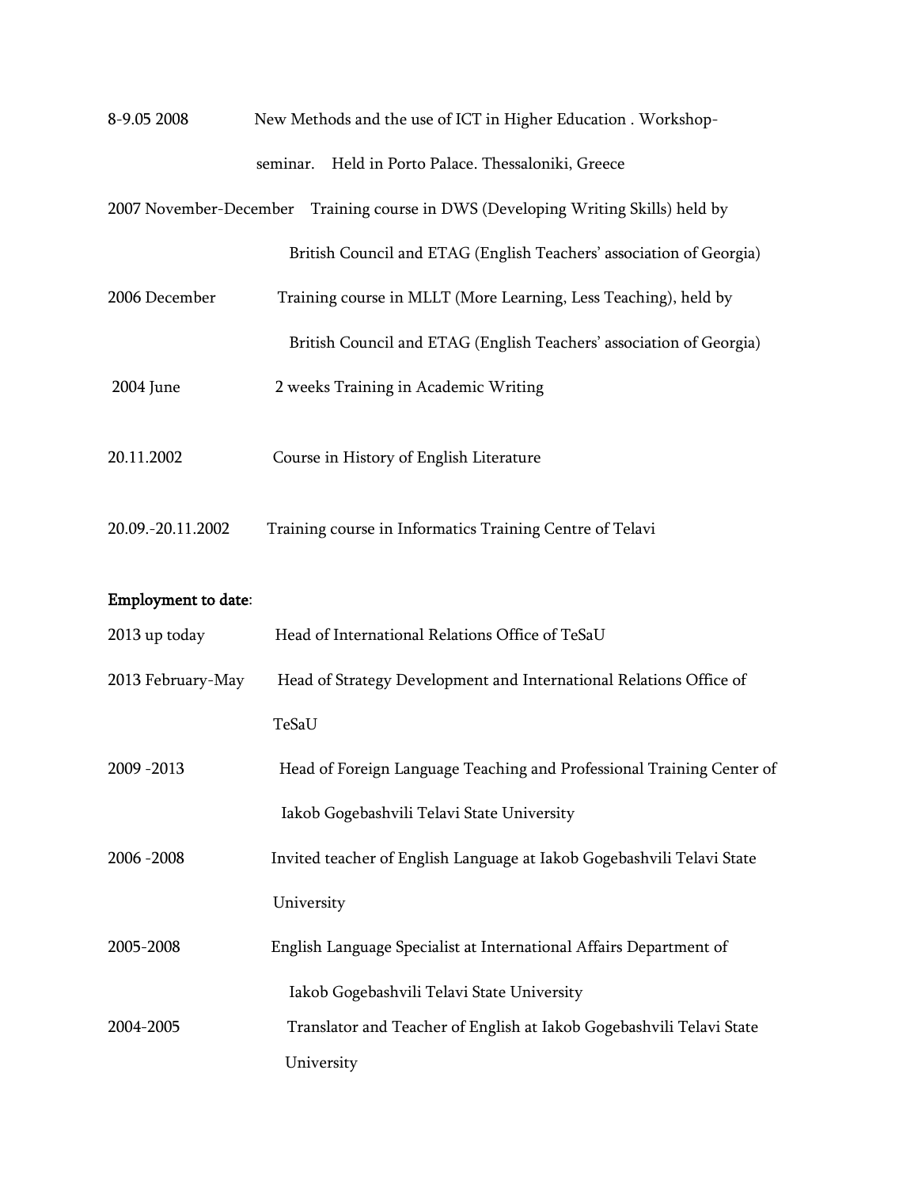| | |
|---|---|
| 8-9.05 2008 | New Methods and the use of ICT in Higher Education . Workshop-seminar. Held in Porto Palace. Thessaloniki, Greece |
| 2007 November-December | Training course in DWS (Developing Writing Skills) held by British Council and ETAG (English Teachers' association of Georgia) |
| 2006 December | Training course in MLLT (More Learning, Less Teaching), held by British Council and ETAG (English Teachers' association of Georgia) |
| 2004 June | 2 weeks Training in Academic Writing |
| 20.11.2002 | Course in History of English Literature |
| 20.09.-20.11.2002 | Training course in Informatics Training Centre of Telavi |

**Employment to date**:

| | |
|---|---|
| 2013 up today | Head of International Relations Office of TeSaU |
| 2013 February-May | Head of Strategy Development and International Relations Office of TeSaU |
| 2009 -2013 | Head of Foreign Language Teaching and Professional Training Center of Iakob Gogebashvili Telavi State University |
| 2006 -2008 | Invited teacher of English Language at Iakob Gogebashvili Telavi State University |
| 2005-2008 | English Language Specialist at International Affairs Department of Iakob Gogebashvili Telavi State University |
| 2004-2005 | Translator and Teacher of English at Iakob Gogebashvili Telavi State University |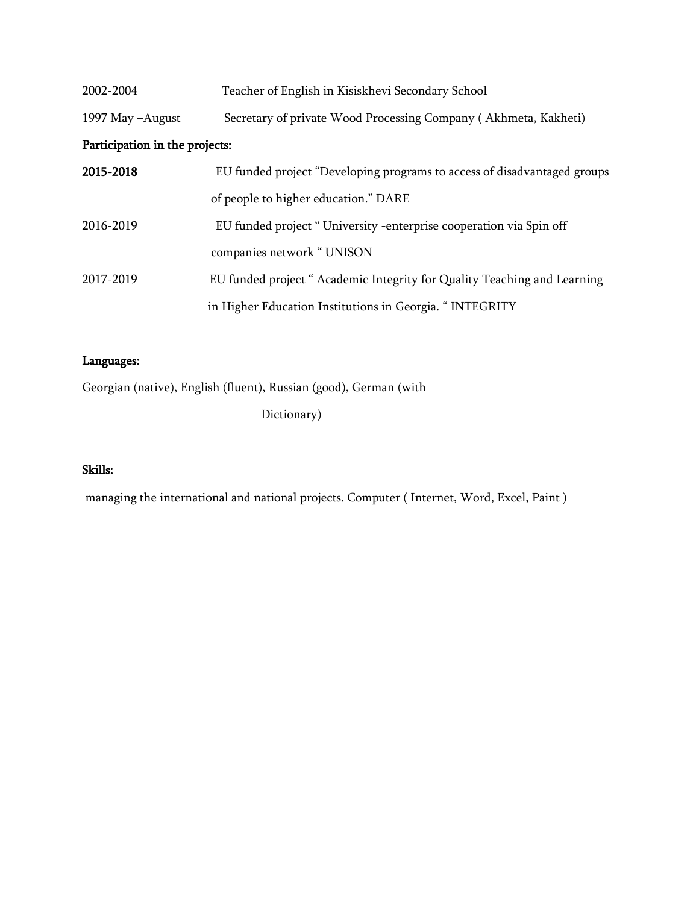| | |
|---|---|
| 2002-2004 | Teacher of English in Kisiskhevi Secondary School |
| 1997 May –August | Secretary of private Wood Processing Company ( Akhmeta, Kakheti) |

**Participation in the projects:**

| | |
|---|---|
| **2015-2018** | EU funded project "Developing programs to access of disadvantaged groups of people to higher education." DARE |
| 2016-2019 | EU funded project " University -enterprise cooperation via Spin off companies network " UNISON |
| 2017-2019 | EU funded project " Academic Integrity for Quality Teaching and Learning in Higher Education Institutions in Georgia. " INTEGRITY |

**Languages:**

Georgian (native), English (fluent), Russian (good), German (with Dictionary)

**Skills:**

managing the international and national projects. Computer ( Internet, Word, Excel, Paint )